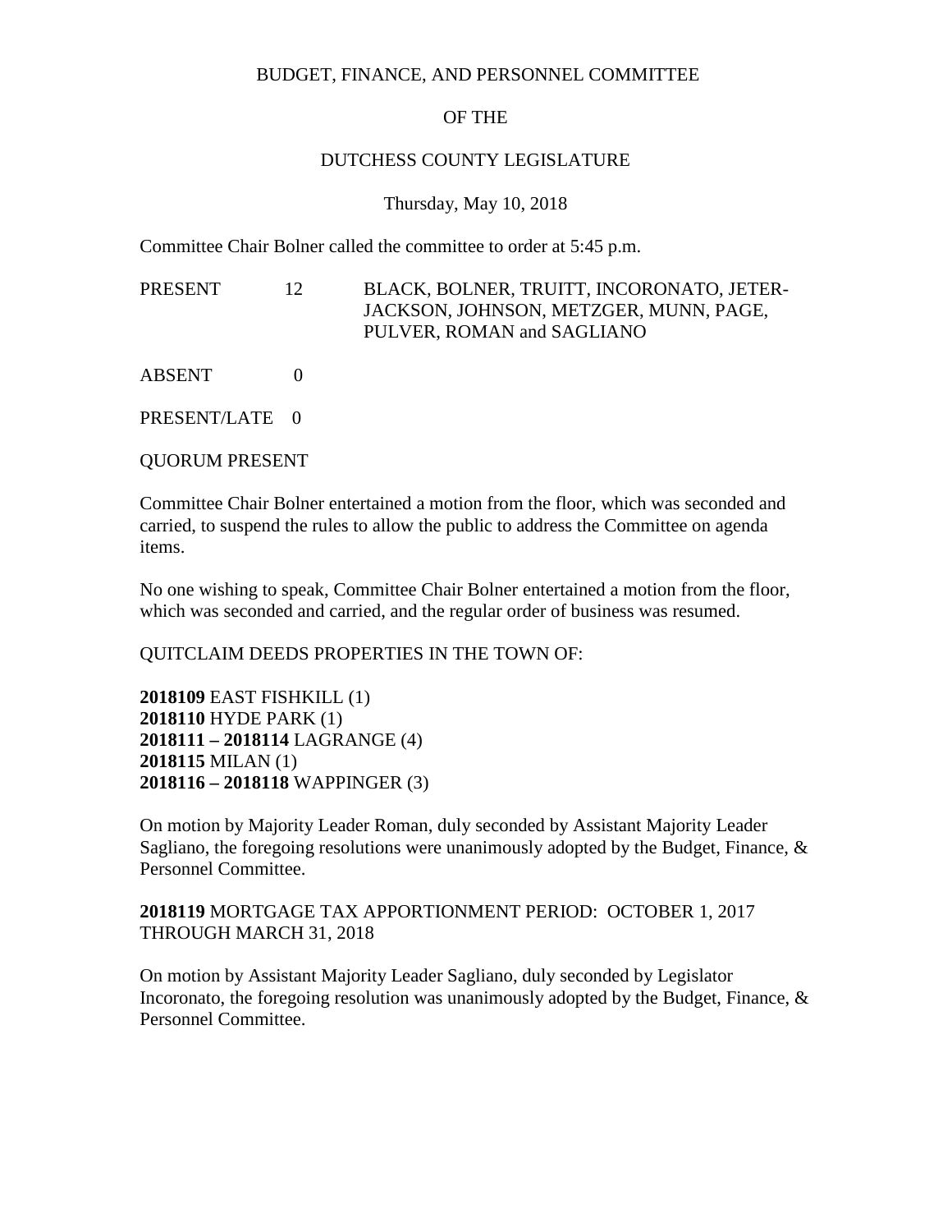BUDGET, FINANCE, AND PERSONNEL COMMITTEE

OF THE

DUTCHESS COUNTY LEGISLATURE

Thursday, May 10, 2018

Committee Chair Bolner called the committee to order at 5:45 p.m.

PRESENT 12 BLACK, BOLNER, TRUITT, INCORONATO, JETER-JACKSON, JOHNSON, METZGER, MUNN, PAGE, PULVER, ROMAN and SAGLIANO

ABSENT 0

PRESENT/LATE 0

QUORUM PRESENT

Committee Chair Bolner entertained a motion from the floor, which was seconded and carried, to suspend the rules to allow the public to address the Committee on agenda items.

No one wishing to speak, Committee Chair Bolner entertained a motion from the floor, which was seconded and carried, and the regular order of business was resumed.

QUITCLAIM DEEDS PROPERTIES IN THE TOWN OF:

**2018109** EAST FISHKILL (1)
**2018110** HYDE PARK (1)
**2018111 – 2018114** LAGRANGE (4)
**2018115** MILAN (1)
**2018116 – 2018118** WAPPINGER (3)

On motion by Majority Leader Roman, duly seconded by Assistant Majority Leader Sagliano, the foregoing resolutions were unanimously adopted by the Budget, Finance, & Personnel Committee.

**2018119** MORTGAGE TAX APPORTIONMENT PERIOD: OCTOBER 1, 2017 THROUGH MARCH 31, 2018

On motion by Assistant Majority Leader Sagliano, duly seconded by Legislator Incoronato, the foregoing resolution was unanimously adopted by the Budget, Finance, & Personnel Committee.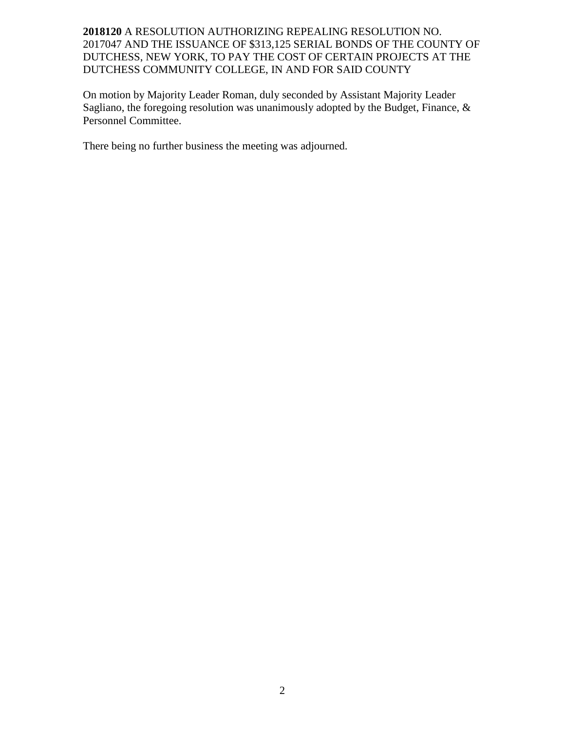**2018120** A RESOLUTION AUTHORIZING REPEALING RESOLUTION NO. 2017047 AND THE ISSUANCE OF $313,125 SERIAL BONDS OF THE COUNTY OF DUTCHESS, NEW YORK, TO PAY THE COST OF CERTAIN PROJECTS AT THE DUTCHESS COMMUNITY COLLEGE, IN AND FOR SAID COUNTY

On motion by Majority Leader Roman, duly seconded by Assistant Majority Leader Sagliano, the foregoing resolution was unanimously adopted by the Budget, Finance, & Personnel Committee.

There being no further business the meeting was adjourned.